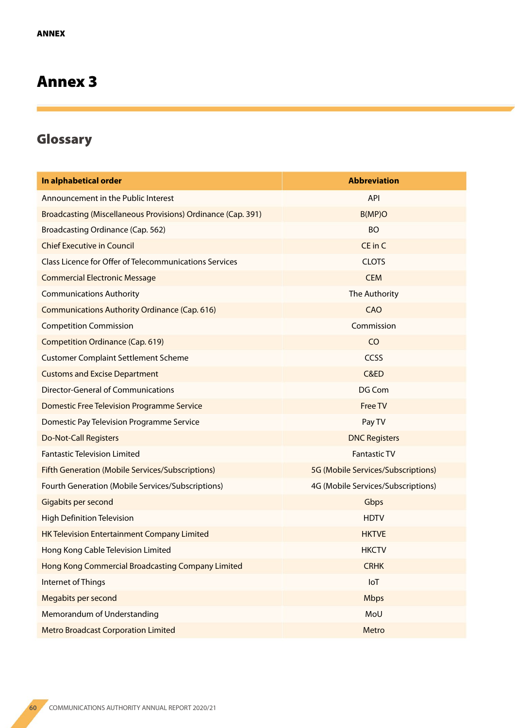ANNEX

# Annex 3

## Glossary

| In alphabetical order | Abbreviation |
|---|---|
| Announcement in the Public Interest | API |
| Broadcasting (Miscellaneous Provisions) Ordinance (Cap. 391) | B(MP)O |
| Broadcasting Ordinance (Cap. 562) | BO |
| Chief Executive in Council | CE in C |
| Class Licence for Offer of Telecommunications Services | CLOTS |
| Commercial Electronic Message | CEM |
| Communications Authority | The Authority |
| Communications Authority Ordinance (Cap. 616) | CAO |
| Competition Commission | Commission |
| Competition Ordinance (Cap. 619) | CO |
| Customer Complaint Settlement Scheme | CCSS |
| Customs and Excise Department | C&ED |
| Director-General of Communications | DG Com |
| Domestic Free Television Programme Service | Free TV |
| Domestic Pay Television Programme Service | Pay TV |
| Do-Not-Call Registers | DNC Registers |
| Fantastic Television Limited | Fantastic TV |
| Fifth Generation (Mobile Services/Subscriptions) | 5G (Mobile Services/Subscriptions) |
| Fourth Generation (Mobile Services/Subscriptions) | 4G (Mobile Services/Subscriptions) |
| Gigabits per second | Gbps |
| High Definition Television | HDTV |
| HK Television Entertainment Company Limited | HKTVE |
| Hong Kong Cable Television Limited | HKCTV |
| Hong Kong Commercial Broadcasting Company Limited | CRHK |
| Internet of Things | IoT |
| Megabits per second | Mbps |
| Memorandum of Understanding | MoU |
| Metro Broadcast Corporation Limited | Metro |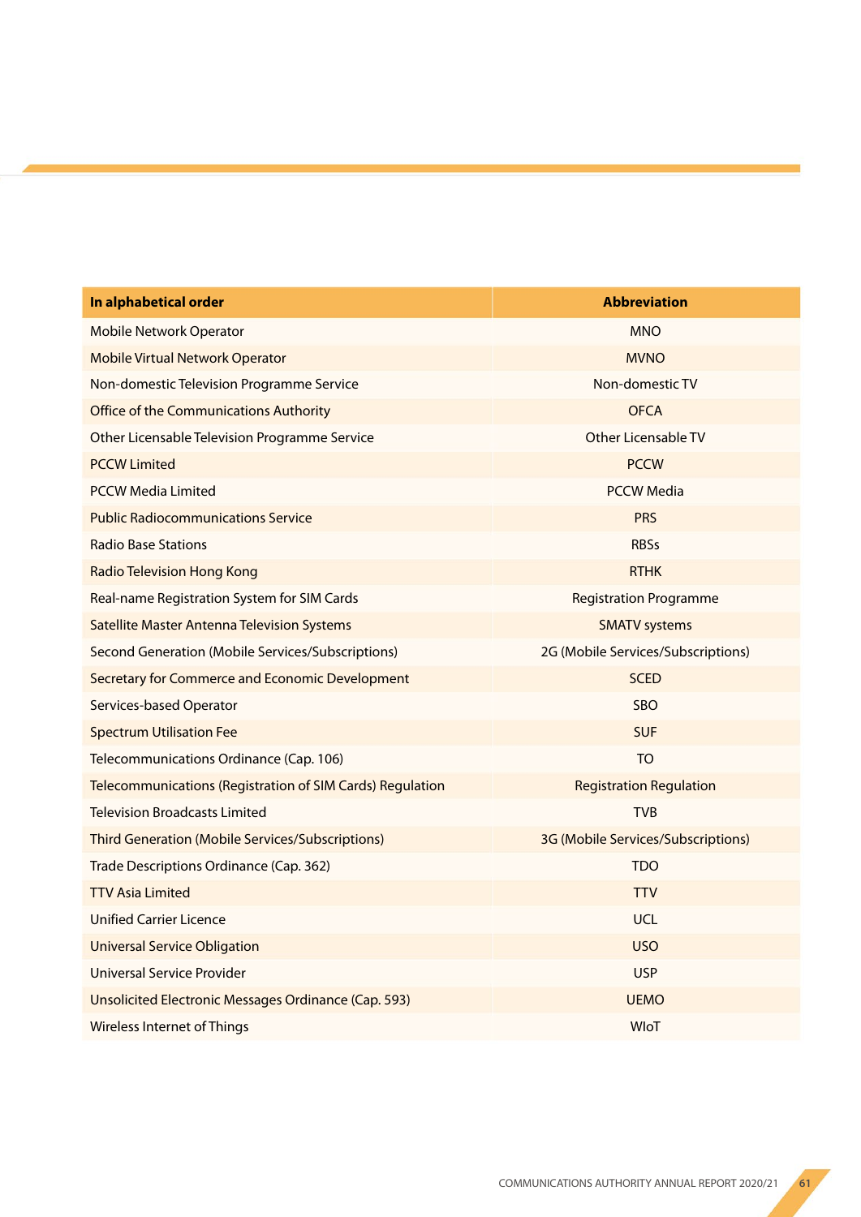| In alphabetical order | Abbreviation |
|---|---|
| Mobile Network Operator | MNO |
| Mobile Virtual Network Operator | MVNO |
| Non-domestic Television Programme Service | Non-domestic TV |
| Office of the Communications Authority | OFCA |
| Other Licensable Television Programme Service | Other Licensable TV |
| PCCW Limited | PCCW |
| PCCW Media Limited | PCCW Media |
| Public Radiocommunications Service | PRS |
| Radio Base Stations | RBSs |
| Radio Television Hong Kong | RTHK |
| Real-name Registration System for SIM Cards | Registration Programme |
| Satellite Master Antenna Television Systems | SMATV systems |
| Second Generation (Mobile Services/Subscriptions) | 2G (Mobile Services/Subscriptions) |
| Secretary for Commerce and Economic Development | SCED |
| Services-based Operator | SBO |
| Spectrum Utilisation Fee | SUF |
| Telecommunications Ordinance (Cap. 106) | TO |
| Telecommunications (Registration of SIM Cards) Regulation | Registration Regulation |
| Television Broadcasts Limited | TVB |
| Third Generation (Mobile Services/Subscriptions) | 3G (Mobile Services/Subscriptions) |
| Trade Descriptions Ordinance (Cap. 362) | TDO |
| TTV Asia Limited | TTV |
| Unified Carrier Licence | UCL |
| Universal Service Obligation | USO |
| Universal Service Provider | USP |
| Unsolicited Electronic Messages Ordinance (Cap. 593) | UEMO |
| Wireless Internet of Things | WIoT |